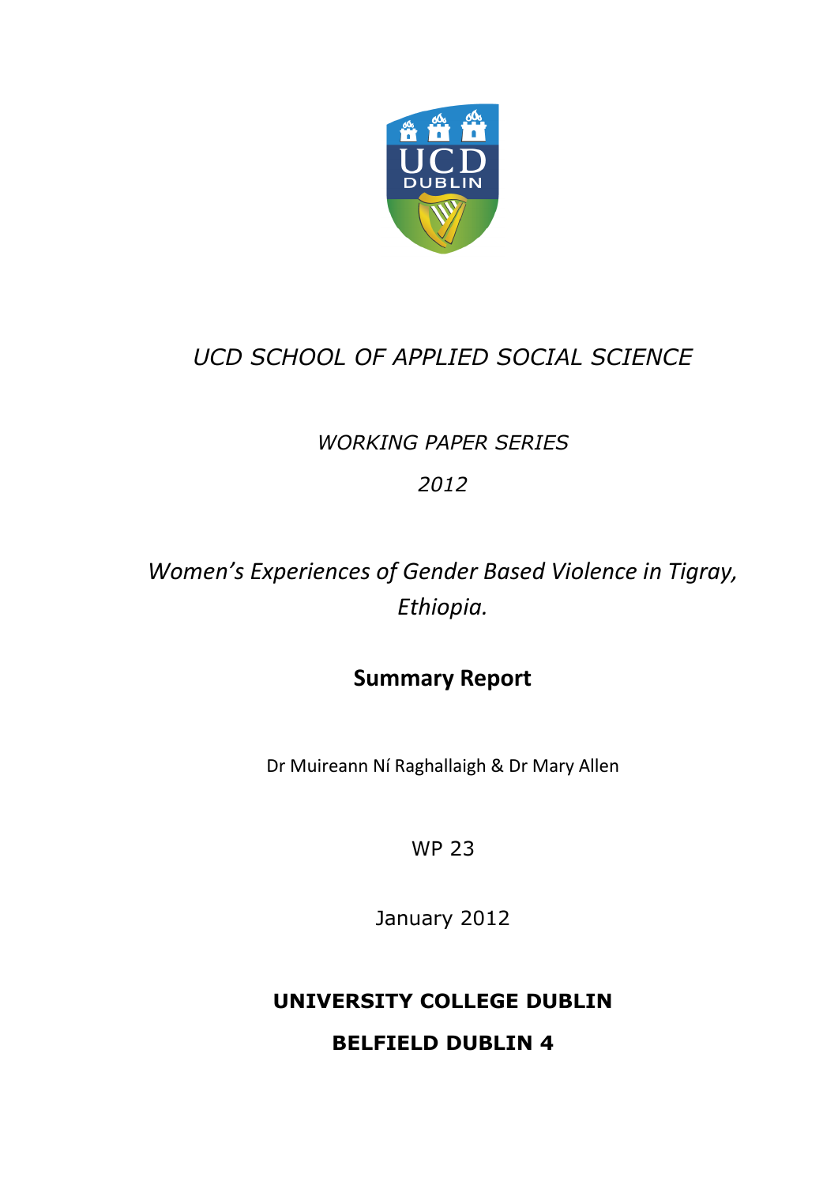*UCD SCHOOL OF APPLIED SOCIAL SCIENCE*

*WORKING PAPER SERIES*

*2012*

# *Women's Experiences of Gender Based Violence in Tigray, Ethiopia.*

## Summary Report

Dr Muireann Ní Raghallaigh & Dr Mary Allen

WP 23

January 2012

**UNIVERSITY COLLEGE DUBLIN**

**BELFIELD DUBLIN 4**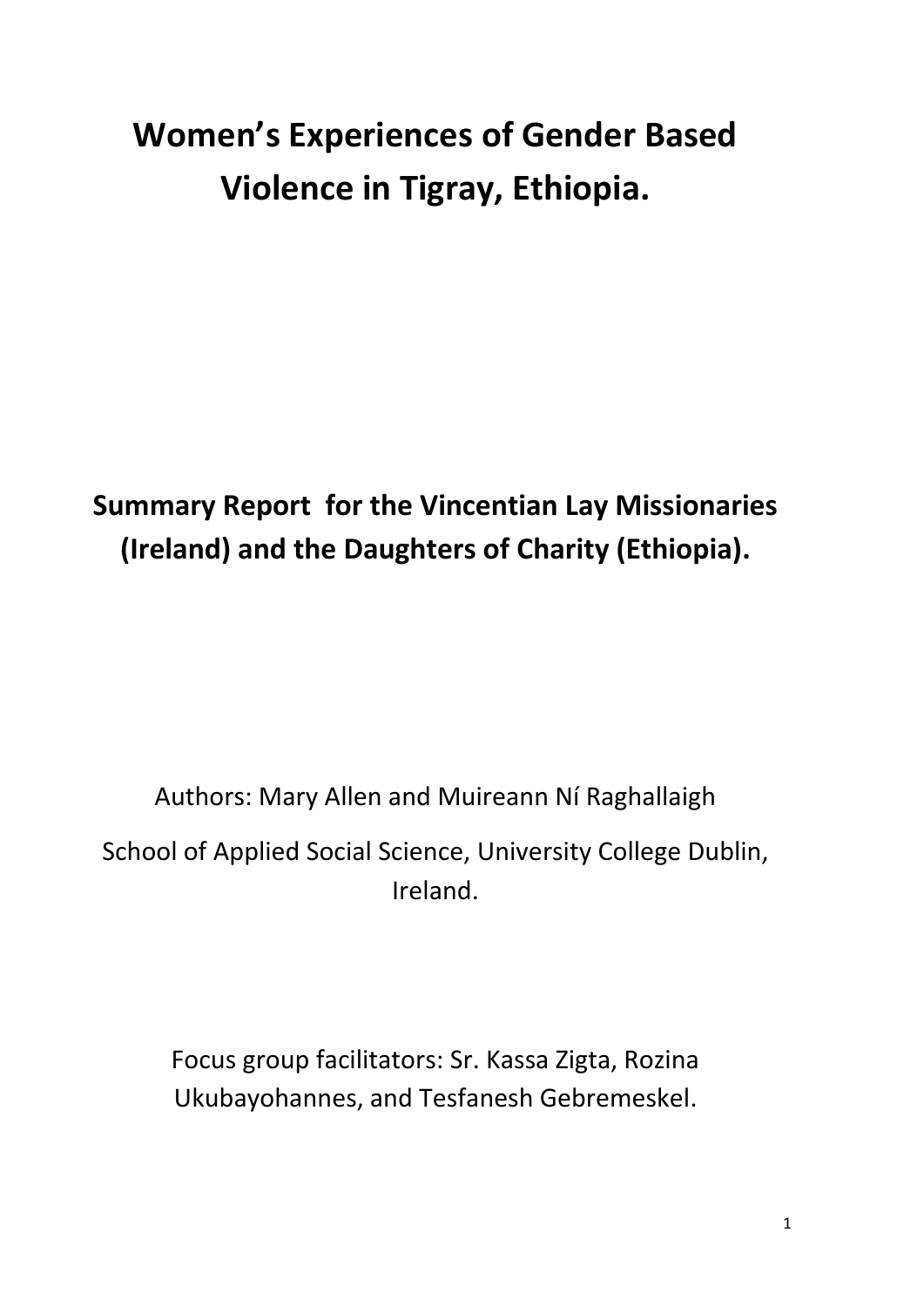# Women's Experiences of Gender Based Violence in Tigray, Ethiopia.

**Summary Report for the Vincentian Lay Missionaries (Ireland) and the Daughters of Charity (Ethiopia).**

Authors: Mary Allen and Muireann Ní Raghallaigh

School of Applied Social Science, University College Dublin, Ireland.

Focus group facilitators: Sr. Kassa Zigta, Rozina Ukubayohannes, and Tesfanesh Gebremeskel.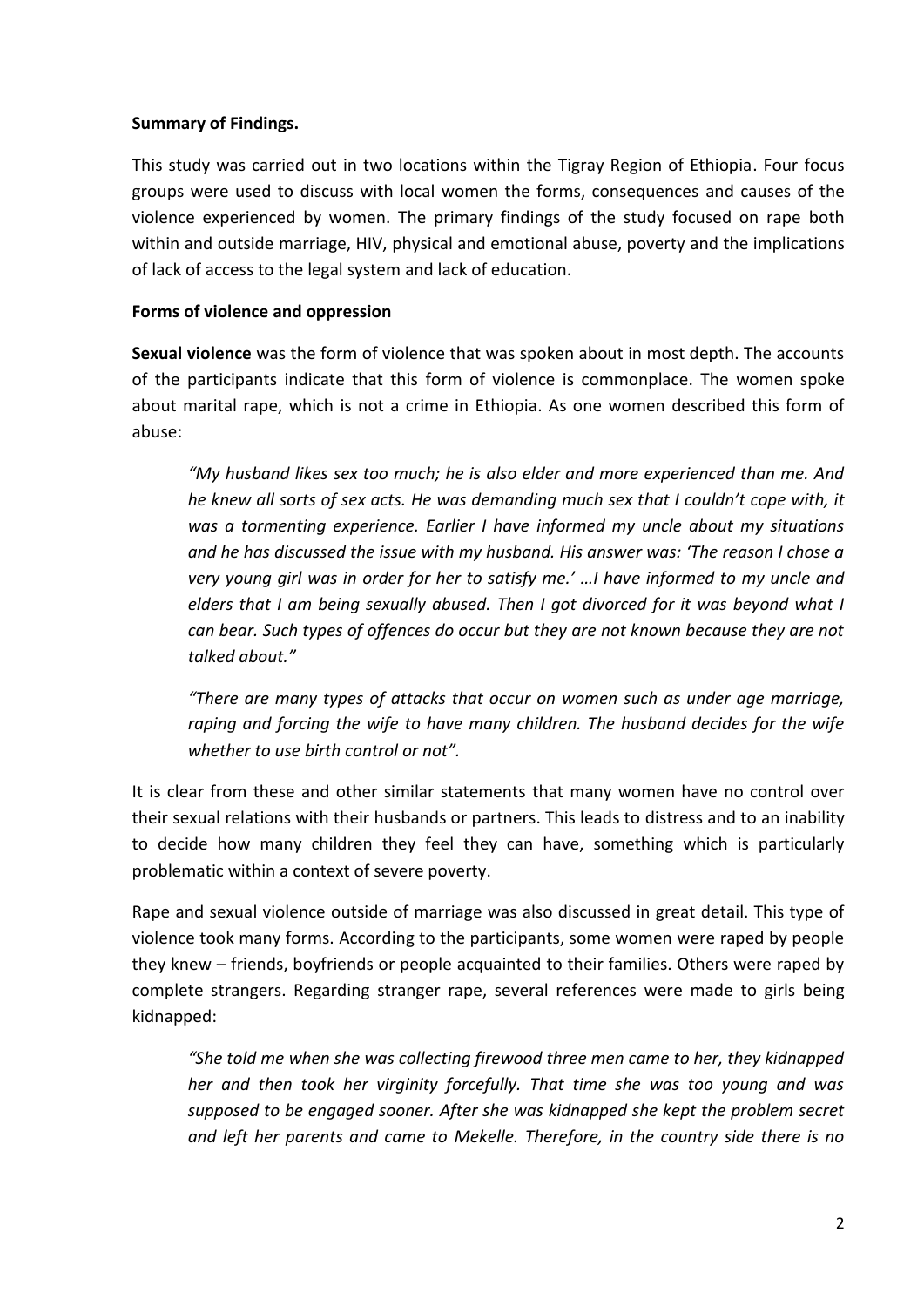**Summary of Findings.**

This study was carried out in two locations within the Tigray Region of Ethiopia. Four focus groups were used to discuss with local women the forms, consequences and causes of the violence experienced by women. The primary findings of the study focused on rape both within and outside marriage, HIV, physical and emotional abuse, poverty and the implications of lack of access to the legal system and lack of education.

**Forms of violence and oppression**

**Sexual violence** was the form of violence that was spoken about in most depth. The accounts of the participants indicate that this form of violence is commonplace. The women spoke about marital rape, which is not a crime in Ethiopia. As one women described this form of abuse:

> *"My husband likes sex too much; he is also elder and more experienced than me. And he knew all sorts of sex acts. He was demanding much sex that I couldn't cope with, it was a tormenting experience. Earlier I have informed my uncle about my situations and he has discussed the issue with my husband. His answer was: 'The reason I chose a very young girl was in order for her to satisfy me.' …I have informed to my uncle and elders that I am being sexually abused. Then I got divorced for it was beyond what I can bear. Such types of offences do occur but they are not known because they are not talked about."*

> *"There are many types of attacks that occur on women such as under age marriage, raping and forcing the wife to have many children. The husband decides for the wife whether to use birth control or not".*

It is clear from these and other similar statements that many women have no control over their sexual relations with their husbands or partners. This leads to distress and to an inability to decide how many children they feel they can have, something which is particularly problematic within a context of severe poverty.

Rape and sexual violence outside of marriage was also discussed in great detail. This type of violence took many forms. According to the participants, some women were raped by people they knew – friends, boyfriends or people acquainted to their families. Others were raped by complete strangers. Regarding stranger rape, several references were made to girls being kidnapped:

> *"She told me when she was collecting firewood three men came to her, they kidnapped her and then took her virginity forcefully. That time she was too young and was supposed to be engaged sooner. After she was kidnapped she kept the problem secret and left her parents and came to Mekelle. Therefore, in the country side there is no*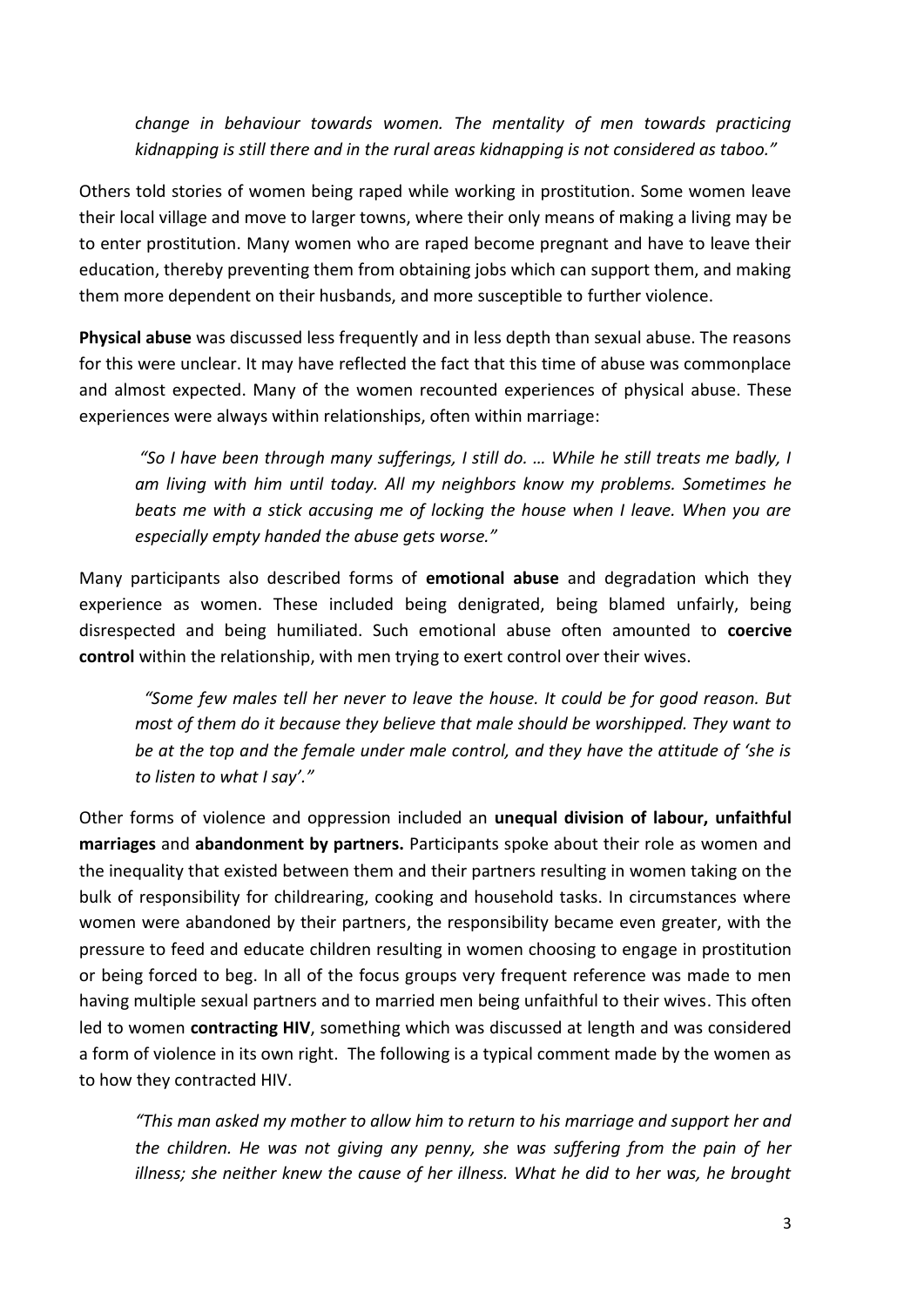*change in behaviour towards women. The mentality of men towards practicing kidnapping is still there and in the rural areas kidnapping is not considered as taboo."*

Others told stories of women being raped while working in prostitution. Some women leave their local village and move to larger towns, where their only means of making a living may be to enter prostitution. Many women who are raped become pregnant and have to leave their education, thereby preventing them from obtaining jobs which can support them, and making them more dependent on their husbands, and more susceptible to further violence.

**Physical abuse** was discussed less frequently and in less depth than sexual abuse. The reasons for this were unclear. It may have reflected the fact that this time of abuse was commonplace and almost expected. Many of the women recounted experiences of physical abuse. These experiences were always within relationships, often within marriage:

> *"So I have been through many sufferings, I still do. … While he still treats me badly, I am living with him until today. All my neighbors know my problems. Sometimes he beats me with a stick accusing me of locking the house when I leave. When you are especially empty handed the abuse gets worse."*

Many participants also described forms of **emotional abuse** and degradation which they experience as women. These included being denigrated, being blamed unfairly, being disrespected and being humiliated. Such emotional abuse often amounted to **coercive control** within the relationship, with men trying to exert control over their wives.

> *"Some few males tell her never to leave the house. It could be for good reason. But most of them do it because they believe that male should be worshipped. They want to be at the top and the female under male control, and they have the attitude of 'she is to listen to what I say'."*

Other forms of violence and oppression included an **unequal division of labour, unfaithful marriages** and **abandonment by partners.** Participants spoke about their role as women and the inequality that existed between them and their partners resulting in women taking on the bulk of responsibility for childrearing, cooking and household tasks. In circumstances where women were abandoned by their partners, the responsibility became even greater, with the pressure to feed and educate children resulting in women choosing to engage in prostitution or being forced to beg. In all of the focus groups very frequent reference was made to men having multiple sexual partners and to married men being unfaithful to their wives. This often led to women **contracting HIV**, something which was discussed at length and was considered a form of violence in its own right. The following is a typical comment made by the women as to how they contracted HIV.

> *"This man asked my mother to allow him to return to his marriage and support her and the children. He was not giving any penny, she was suffering from the pain of her illness; she neither knew the cause of her illness. What he did to her was, he brought*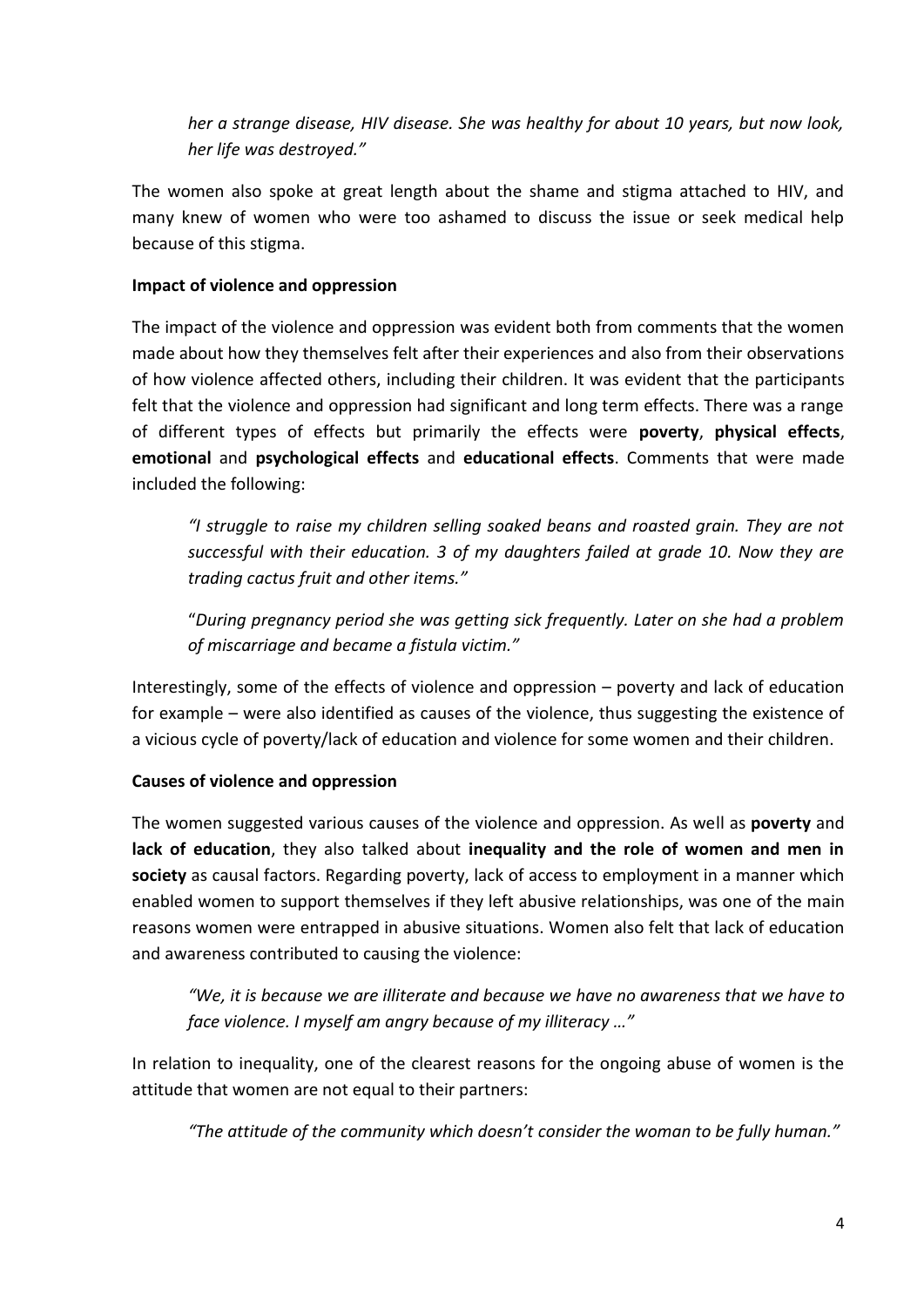*her a strange disease, HIV disease. She was healthy for about 10 years, but now look, her life was destroyed."*

The women also spoke at great length about the shame and stigma attached to HIV, and many knew of women who were too ashamed to discuss the issue or seek medical help because of this stigma.

**Impact of violence and oppression**

The impact of the violence and oppression was evident both from comments that the women made about how they themselves felt after their experiences and also from their observations of how violence affected others, including their children. It was evident that the participants felt that the violence and oppression had significant and long term effects. There was a range of different types of effects but primarily the effects were **poverty**, **physical effects**, **emotional** and **psychological effects** and **educational effects**. Comments that were made included the following:

> *"I struggle to raise my children selling soaked beans and roasted grain. They are not successful with their education. 3 of my daughters failed at grade 10. Now they are trading cactus fruit and other items."*

> "*During pregnancy period she was getting sick frequently. Later on she had a problem of miscarriage and became a fistula victim."*

Interestingly, some of the effects of violence and oppression – poverty and lack of education for example – were also identified as causes of the violence, thus suggesting the existence of a vicious cycle of poverty/lack of education and violence for some women and their children.

**Causes of violence and oppression**

The women suggested various causes of the violence and oppression. As well as **poverty** and **lack of education**, they also talked about **inequality and the role of women and men in society** as causal factors. Regarding poverty, lack of access to employment in a manner which enabled women to support themselves if they left abusive relationships, was one of the main reasons women were entrapped in abusive situations. Women also felt that lack of education and awareness contributed to causing the violence:

> *"We, it is because we are illiterate and because we have no awareness that we have to face violence. I myself am angry because of my illiteracy …"*

In relation to inequality, one of the clearest reasons for the ongoing abuse of women is the attitude that women are not equal to their partners:

> *"The attitude of the community which doesn't consider the woman to be fully human."*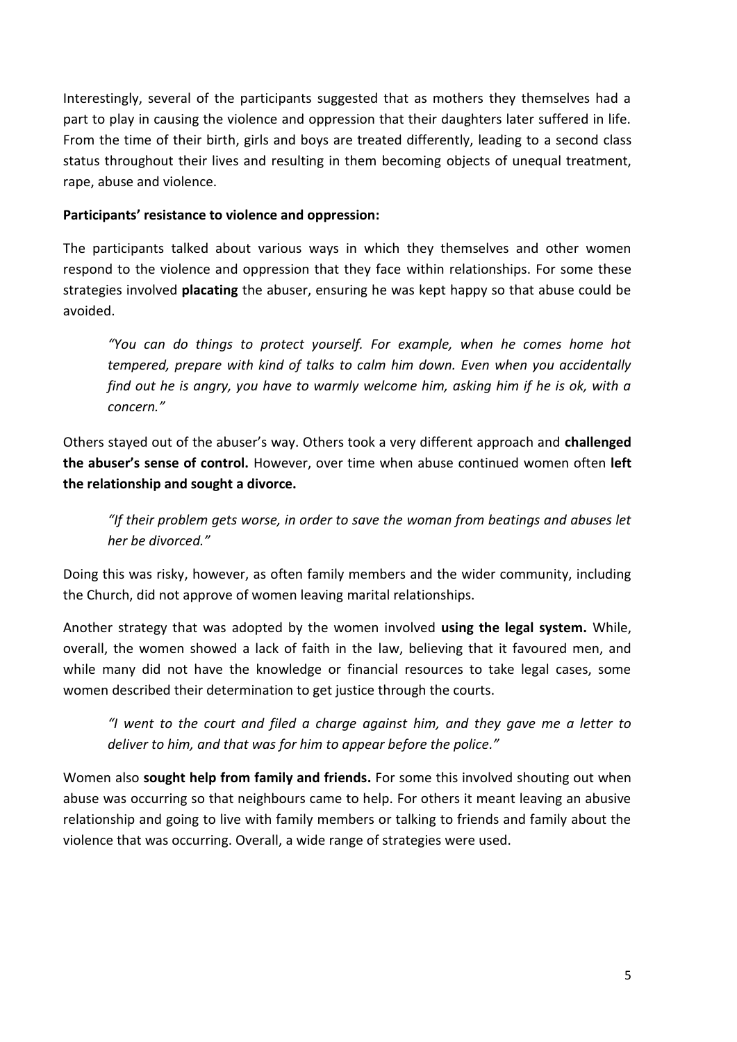Interestingly, several of the participants suggested that as mothers they themselves had a part to play in causing the violence and oppression that their daughters later suffered in life. From the time of their birth, girls and boys are treated differently, leading to a second class status throughout their lives and resulting in them becoming objects of unequal treatment, rape, abuse and violence.

**Participants' resistance to violence and oppression:**

The participants talked about various ways in which they themselves and other women respond to the violence and oppression that they face within relationships. For some these strategies involved **placating** the abuser, ensuring he was kept happy so that abuse could be avoided.

> *"You can do things to protect yourself. For example, when he comes home hot tempered, prepare with kind of talks to calm him down. Even when you accidentally find out he is angry, you have to warmly welcome him, asking him if he is ok, with a concern."*

Others stayed out of the abuser's way. Others took a very different approach and **challenged the abuser's sense of control.** However, over time when abuse continued women often **left the relationship and sought a divorce.**

> *"If their problem gets worse, in order to save the woman from beatings and abuses let her be divorced."*

Doing this was risky, however, as often family members and the wider community, including the Church, did not approve of women leaving marital relationships.

Another strategy that was adopted by the women involved **using the legal system.** While, overall, the women showed a lack of faith in the law, believing that it favoured men, and while many did not have the knowledge or financial resources to take legal cases, some women described their determination to get justice through the courts.

> *"I went to the court and filed a charge against him, and they gave me a letter to deliver to him, and that was for him to appear before the police."*

Women also **sought help from family and friends.** For some this involved shouting out when abuse was occurring so that neighbours came to help. For others it meant leaving an abusive relationship and going to live with family members or talking to friends and family about the violence that was occurring. Overall, a wide range of strategies were used.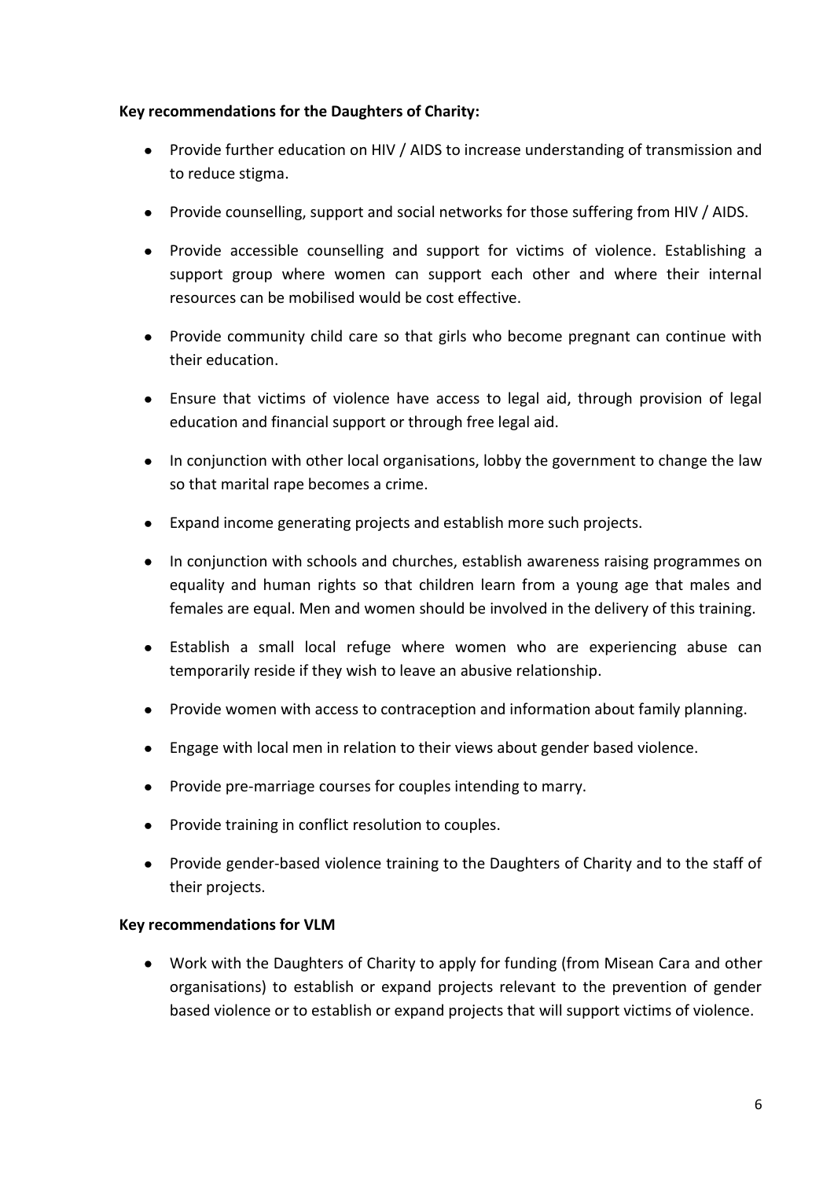**Key recommendations for the Daughters of Charity:**

- Provide further education on HIV / AIDS to increase understanding of transmission and to reduce stigma.
- Provide counselling, support and social networks for those suffering from HIV / AIDS.
- Provide accessible counselling and support for victims of violence. Establishing a support group where women can support each other and where their internal resources can be mobilised would be cost effective.
- Provide community child care so that girls who become pregnant can continue with their education.
- Ensure that victims of violence have access to legal aid, through provision of legal education and financial support or through free legal aid.
- In conjunction with other local organisations, lobby the government to change the law so that marital rape becomes a crime.
- Expand income generating projects and establish more such projects.
- In conjunction with schools and churches, establish awareness raising programmes on equality and human rights so that children learn from a young age that males and females are equal. Men and women should be involved in the delivery of this training.
- Establish a small local refuge where women who are experiencing abuse can temporarily reside if they wish to leave an abusive relationship.
- Provide women with access to contraception and information about family planning.
- Engage with local men in relation to their views about gender based violence.
- Provide pre-marriage courses for couples intending to marry.
- Provide training in conflict resolution to couples.
- Provide gender-based violence training to the Daughters of Charity and to the staff of their projects.

**Key recommendations for VLM**

- Work with the Daughters of Charity to apply for funding (from Misean Cara and other organisations) to establish or expand projects relevant to the prevention of gender based violence or to establish or expand projects that will support victims of violence.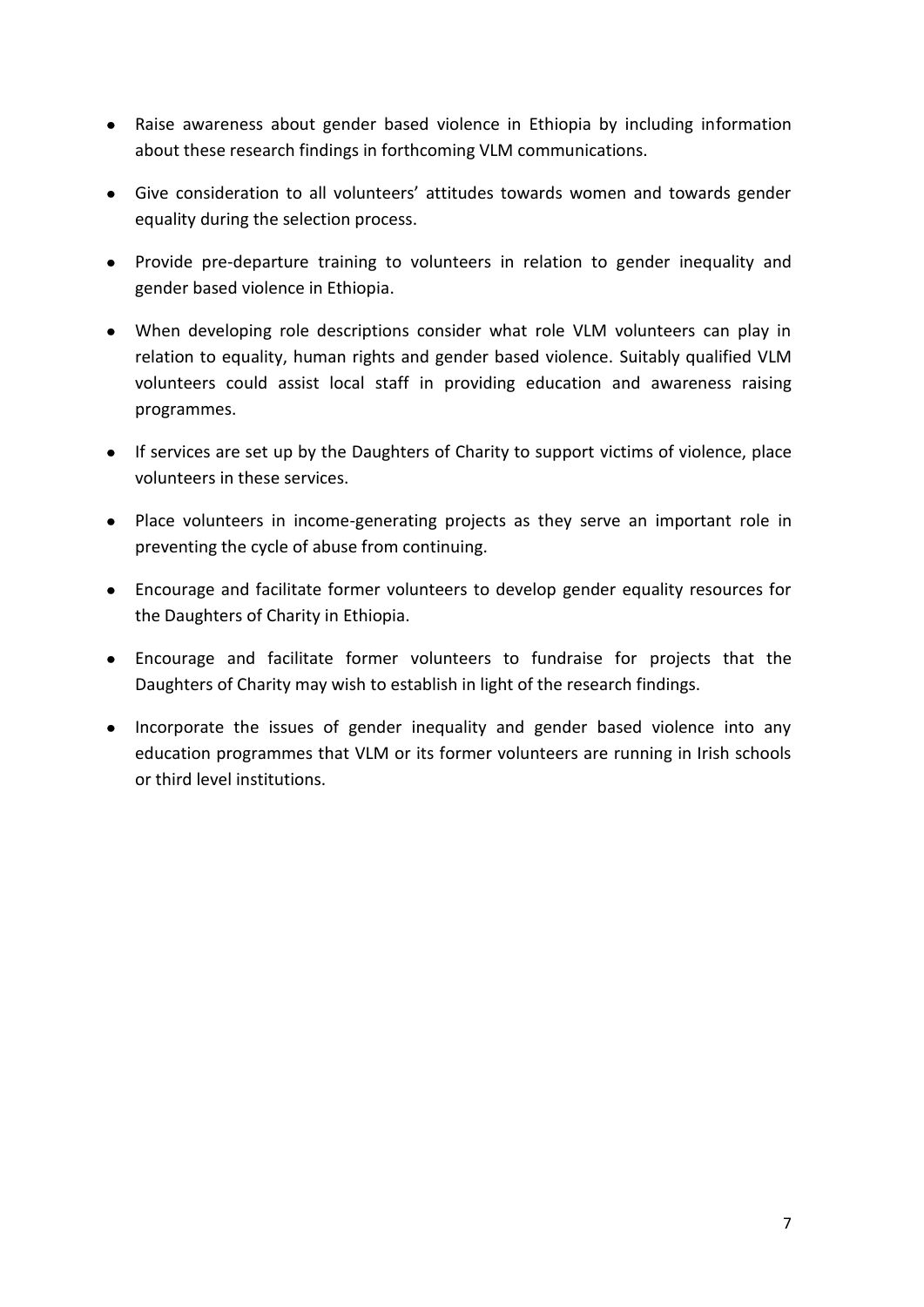- Raise awareness about gender based violence in Ethiopia by including information about these research findings in forthcoming VLM communications.
- Give consideration to all volunteers' attitudes towards women and towards gender equality during the selection process.
- Provide pre-departure training to volunteers in relation to gender inequality and gender based violence in Ethiopia.
- When developing role descriptions consider what role VLM volunteers can play in relation to equality, human rights and gender based violence. Suitably qualified VLM volunteers could assist local staff in providing education and awareness raising programmes.
- If services are set up by the Daughters of Charity to support victims of violence, place volunteers in these services.
- Place volunteers in income-generating projects as they serve an important role in preventing the cycle of abuse from continuing.
- Encourage and facilitate former volunteers to develop gender equality resources for the Daughters of Charity in Ethiopia.
- Encourage and facilitate former volunteers to fundraise for projects that the Daughters of Charity may wish to establish in light of the research findings.
- Incorporate the issues of gender inequality and gender based violence into any education programmes that VLM or its former volunteers are running in Irish schools or third level institutions.